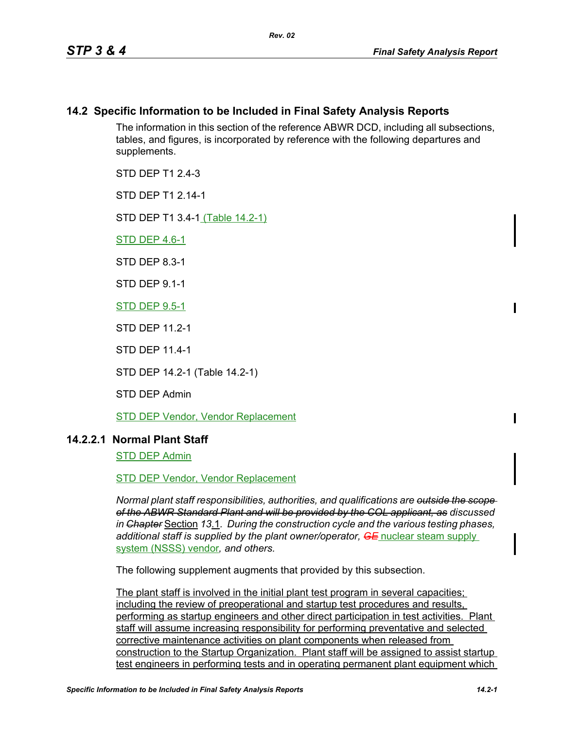## 14.2 Specific Information to be Included in Final Safety Analysis Reports

The information in this section of the reference ABWR DCD, including all subsections, tables, and figures, is incorporated by reference with the following departures and supplements.

STD DEP T1 2.4-3

STD DEP T1 2.14-1

STD DEP T1 3.4-1 (Table 14.2-1)

STD DEP 4.6-1

STD DEP 8.3-1

STD DEP 9.1-1

STD DEP 9.5-1

STD DEP 11.2-1

STD DEP 11.4-1

STD DEP 14.2-1 (Table 14.2-1)

STD DEP Admin

STD DEP Vendor, Vendor Replacement

### 14.2.2.1 Normal Plant Staff

STD DEP Admin

STD DEP Vendor, Vendor Replacement

*Normal plant staff responsibilities, authorities, and qualifications are ~~outside the scope of the ABWR Standard Plant and will be provided by the COL applicant, as~~ discussed in ~~Chapter~~* Section *13*.1*. During the construction cycle and the various testing phases, additional staff is supplied by the plant owner/operator, ~~GE~~* nuclear steam supply system (NSSS) vendor*, and others.*

The following supplement augments that provided by this subsection.

The plant staff is involved in the initial plant test program in several capacities; including the review of preoperational and startup test procedures and results, performing as startup engineers and other direct participation in test activities. Plant staff will assume increasing responsibility for performing preventative and selected corrective maintenance activities on plant components when released from construction to the Startup Organization. Plant staff will be assigned to assist startup test engineers in performing tests and in operating permanent plant equipment which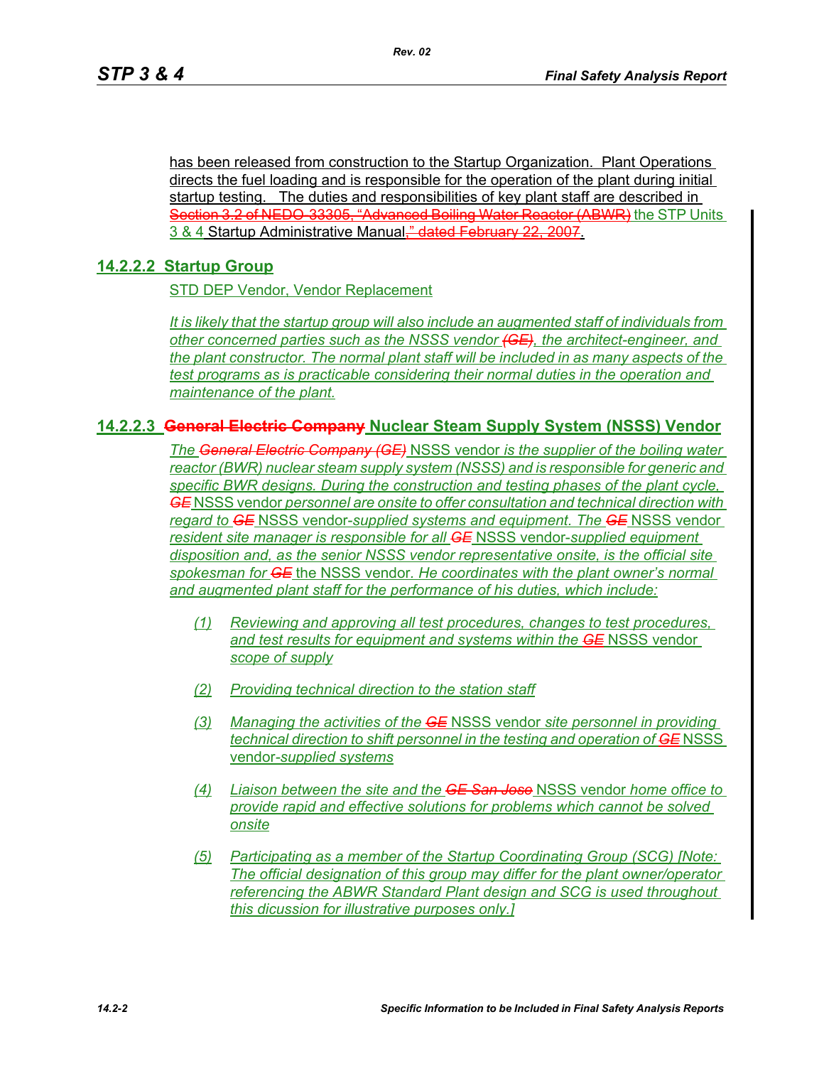has been released from construction to the Startup Organization. Plant Operations directs the fuel loading and is responsible for the operation of the plant during initial startup testing. The duties and responsibilities of key plant staff are described in ~~Section 3.2 of NEDO-33305, "Advanced Boiling Water Reactor (ABWR)~~ the STP Units 3 & 4 Startup Administrative Manual~~," dated February 22, 2007~~.

### 14.2.2.2 Startup Group

STD DEP Vendor, Vendor Replacement

*It is likely that the startup group will also include an augmented staff of individuals from other concerned parties such as the NSSS vendor ~~(GE)~~, the architect-engineer, and the plant constructor. The normal plant staff will be included in as many aspects of the test programs as is practicable considering their normal duties in the operation and maintenance of the plant.*

### 14.2.2.3 ~~General Electric Company~~ Nuclear Steam Supply System (NSSS) Vendor

*The ~~General Electric Company (GE)~~* NSSS vendor *is the supplier of the boiling water reactor (BWR) nuclear steam supply system (NSSS) and is responsible for generic and specific BWR designs. During the construction and testing phases of the plant cycle, ~~GE~~* NSSS vendor *personnel are onsite to offer consultation and technical direction with regard to ~~GE~~* NSSS vendor*-supplied systems and equipment. The ~~GE~~* NSSS vendor *resident site manager is responsible for all ~~GE~~* NSSS vendor*-supplied equipment disposition and, as the senior NSSS vendor representative onsite, is the official site spokesman for ~~GE~~* the NSSS vendor. *He coordinates with the plant owner's normal and augmented plant staff for the performance of his duties, which include:*

*(1) Reviewing and approving all test procedures, changes to test procedures, and test results for equipment and systems within the ~~GE~~* NSSS vendor *scope of supply*

*(2) Providing technical direction to the station staff*

*(3) Managing the activities of the ~~GE~~* NSSS vendor *site personnel in providing technical direction to shift personnel in the testing and operation of ~~GE~~* NSSS vendor*-supplied systems*

*(4) Liaison between the site and the ~~GE San Jose~~* NSSS vendor *home office to provide rapid and effective solutions for problems which cannot be solved onsite*

*(5) Participating as a member of the Startup Coordinating Group (SCG) [Note: The official designation of this group may differ for the plant owner/operator referencing the ABWR Standard Plant design and SCG is used throughout this dicussion for illustrative purposes only.]*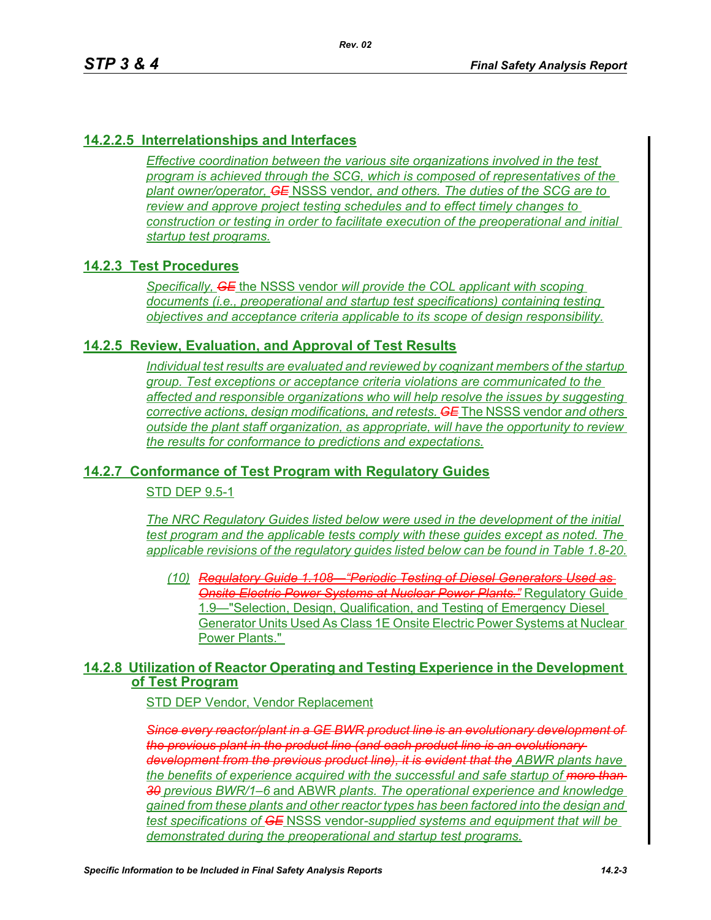## 14.2.2.5 Interrelationships and Interfaces

*Effective coordination between the various site organizations involved in the test program is achieved through the SCG, which is composed of representatives of the plant owner/operator,* ~~*GE*~~ NSSS vendor*, and others. The duties of the SCG are to review and approve project testing schedules and to effect timely changes to construction or testing in order to facilitate execution of the preoperational and initial startup test programs.*

## 14.2.3 Test Procedures

*Specifically,* ~~*GE*~~ the NSSS vendor *will provide the COL applicant with scoping documents (i.e., preoperational and startup test specifications) containing testing objectives and acceptance criteria applicable to its scope of design responsibility.*

## 14.2.5 Review, Evaluation, and Approval of Test Results

*Individual test results are evaluated and reviewed by cognizant members of the startup group. Test exceptions or acceptance criteria violations are communicated to the affected and responsible organizations who will help resolve the issues by suggesting corrective actions, design modifications, and retests.* ~~*GE*~~ The NSSS vendor *and others outside the plant staff organization, as appropriate, will have the opportunity to review the results for conformance to predictions and expectations.*

## 14.2.7 Conformance of Test Program with Regulatory Guides

STD DEP 9.5-1

*The NRC Regulatory Guides listed below were used in the development of the initial test program and the applicable tests comply with these guides except as noted. The applicable revisions of the regulatory guides listed below can be found in Table 1.8-20.*

*(10)* ~~*Regulatory Guide 1.108—"Periodic Testing of Diesel Generators Used as Onsite Electric Power Systems at Nuclear Power Plants."*~~ Regulatory Guide 1.9—"Selection, Design, Qualification, and Testing of Emergency Diesel Generator Units Used As Class 1E Onsite Electric Power Systems at Nuclear Power Plants."

## 14.2.8 Utilization of Reactor Operating and Testing Experience in the Development of Test Program

STD DEP Vendor, Vendor Replacement

~~*Since every reactor/plant in a GE BWR product line is an evolutionary development of the previous plant in the product line (and each product line is an evolutionary development from the previous product line), it is evident that the*~~ ABWR plants have *the benefits of experience acquired with the successful and safe startup of* ~~*more than 30*~~ *previous BWR/1–6* and ABWR *plants. The operational experience and knowledge gained from these plants and other reactor types has been factored into the design and test specifications of* ~~*GE*~~ NSSS vendor*-supplied systems and equipment that will be demonstrated during the preoperational and startup test programs.*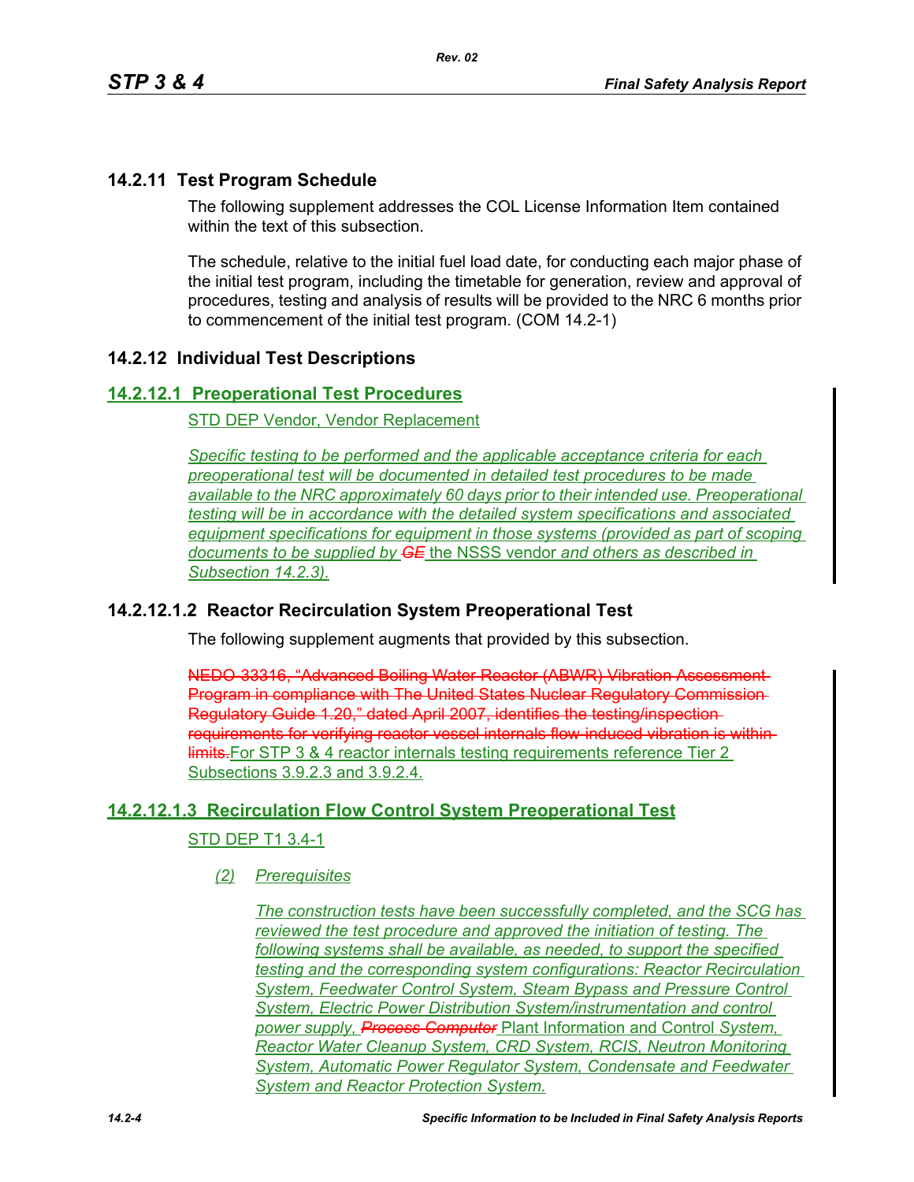### 14.2.11 Test Program Schedule

The following supplement addresses the COL License Information Item contained within the text of this subsection.

The schedule, relative to the initial fuel load date, for conducting each major phase of the initial test program, including the timetable for generation, review and approval of procedures, testing and analysis of results will be provided to the NRC 6 months prior to commencement of the initial test program. (COM 14.2-1)

### 14.2.12 Individual Test Descriptions

#### 14.2.12.1 Preoperational Test Procedures

STD DEP Vendor, Vendor Replacement

*Specific testing to be performed and the applicable acceptance criteria for each preoperational test will be documented in detailed test procedures to be made available to the NRC approximately 60 days prior to their intended use. Preoperational testing will be in accordance with the detailed system specifications and associated equipment specifications for equipment in those systems (provided as part of scoping documents to be supplied by ~~GE~~* the NSSS vendor *and others as described in Subsection 14.2.3).*

#### 14.2.12.1.2 Reactor Recirculation System Preoperational Test

The following supplement augments that provided by this subsection.

~~NEDO-33316, "Advanced Boiling Water Reactor (ABWR) Vibration Assessment Program in compliance with The United States Nuclear Regulatory Commission Regulatory Guide 1.20," dated April 2007, identifies the testing/inspection requirements for verifying reactor vessel internals flow-induced vibration is within limits.~~For STP 3 & 4 reactor internals testing requirements reference Tier 2 Subsections 3.9.2.3 and 3.9.2.4.

#### 14.2.12.1.3 Recirculation Flow Control System Preoperational Test

STD DEP T1 3.4-1

*(2) Prerequisites*

*The construction tests have been successfully completed, and the SCG has reviewed the test procedure and approved the initiation of testing. The following systems shall be available, as needed, to support the specified testing and the corresponding system configurations: Reactor Recirculation System, Feedwater Control System, Steam Bypass and Pressure Control System, Electric Power Distribution System/instrumentation and control power supply, ~~Process Computer~~* Plant Information and Control *System, Reactor Water Cleanup System, CRD System, RCIS, Neutron Monitoring System, Automatic Power Regulator System, Condensate and Feedwater System and Reactor Protection System.*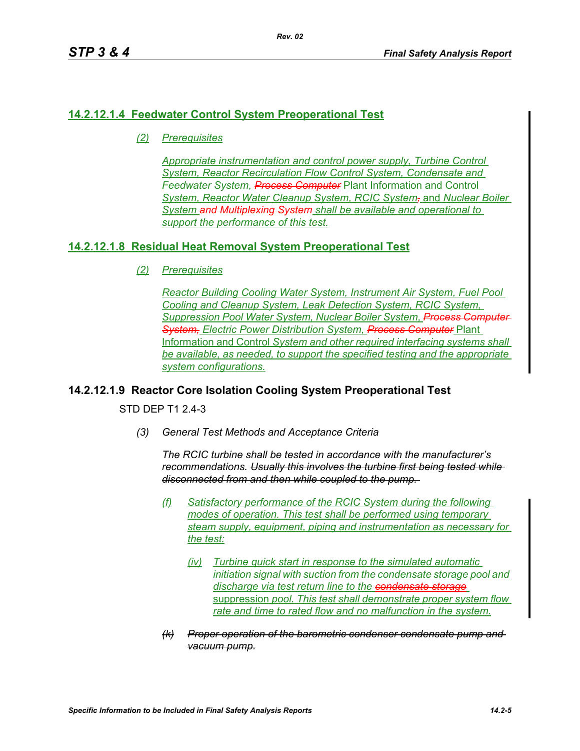## 14.2.12.1.4 Feedwater Control System Preoperational Test

*(2) Prerequisites*

*Appropriate instrumentation and control power supply, Turbine Control System, Reactor Recirculation Flow Control System, Condensate and Feedwater System, ~~Process Computer~~* Plant Information and Control *System, Reactor Water Cleanup System, RCIC System~~,~~* and *Nuclear Boiler System ~~and Multiplexing System~~ shall be available and operational to support the performance of this test.*

## 14.2.12.1.8 Residual Heat Removal System Preoperational Test

*(2) Prerequisites*

*Reactor Building Cooling Water System, Instrument Air System, Fuel Pool Cooling and Cleanup System, Leak Detection System, RCIC System, Suppression Pool Water System, Nuclear Boiler System, ~~Process Computer System,~~ Electric Power Distribution System, ~~Process Computer~~* Plant Information and Control *System and other required interfacing systems shall be available, as needed, to support the specified testing and the appropriate system configurations.*

## 14.2.12.1.9 Reactor Core Isolation Cooling System Preoperational Test

STD DEP T1 2.4-3

*(3) General Test Methods and Acceptance Criteria*

*The RCIC turbine shall be tested in accordance with the manufacturer's recommendations. ~~Usually this involves the turbine first being tested while disconnected from and then while coupled to the pump.~~*

*(f) Satisfactory performance of the RCIC System during the following modes of operation. This test shall be performed using temporary steam supply, equipment, piping and instrumentation as necessary for the test:*

*(iv) Turbine quick start in response to the simulated automatic initiation signal with suction from the condensate storage pool and discharge via test return line to the ~~condensate storage~~* suppression *pool. This test shall demonstrate proper system flow rate and time to rated flow and no malfunction in the system.*

*~~(k) Proper operation of the barometric condenser condensate pump and vacuum pump.~~*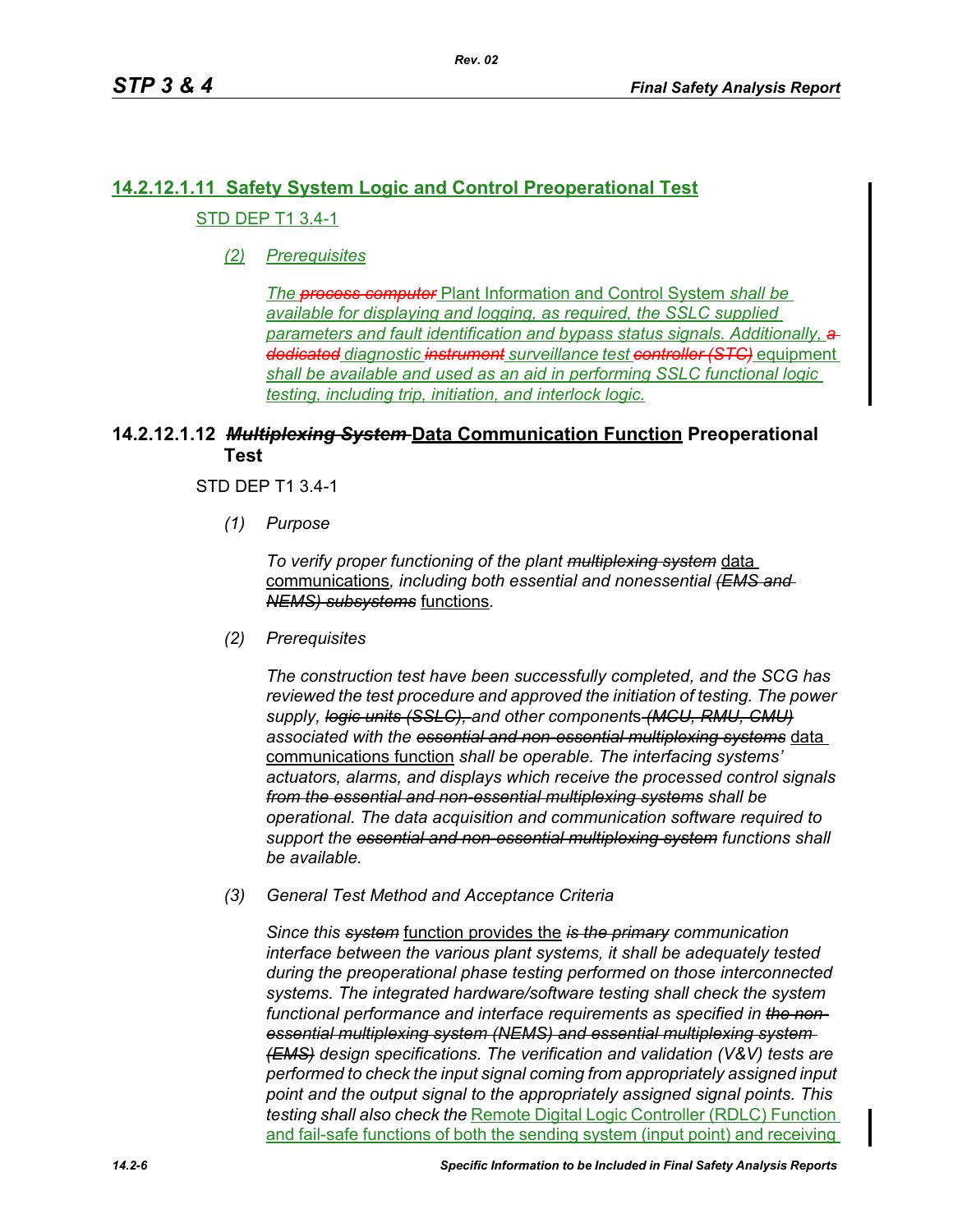## 14.2.12.1.11 Safety System Logic and Control Preoperational Test

STD DEP T1 3.4-1

*(2) Prerequisites*

*The ~~process computer~~ Plant Information and Control System shall be available for displaying and logging, as required, the SSLC supplied parameters and fault identification and bypass status signals. Additionally, ~~a dedicated~~ diagnostic ~~instrument~~ surveillance test ~~controller (STC)~~ equipment shall be available and used as an aid in performing SSLC functional logic testing, including trip, initiation, and interlock logic.*

## 14.2.12.1.12 ~~*Multiplexing System*~~ Data Communication Function Preoperational Test

STD DEP T1 3.4-1

*(1) Purpose*

*To verify proper functioning of the plant ~~multiplexing system~~* data communications*, including both essential and nonessential ~~(EMS and NEMS) subsystems~~* functions*.*

*(2) Prerequisites*

*The construction test have been successfully completed, and the SCG has reviewed the test procedure and approved the initiation of testing. The power supply, ~~logic units (SSLC),~~ and other components ~~(MCU, RMU, CMU)~~ associated with the ~~essential and non-essential multiplexing systems~~* data communications function *shall be operable. The interfacing systems' actuators, alarms, and displays which receive the processed control signals ~~from the essential and non-essential multiplexing systems~~ shall be operational. The data acquisition and communication software required to support the ~~essential and non-essential multiplexing system~~ functions shall be available.*

*(3) General Test Method and Acceptance Criteria*

*Since this ~~system~~* function provides the *~~is the primary~~ communication interface between the various plant systems, it shall be adequately tested during the preoperational phase testing performed on those interconnected systems. The integrated hardware/software testing shall check the system functional performance and interface requirements as specified in ~~the non-essential multiplexing system (NEMS) and essential multiplexing system (EMS)~~ design specifications. The verification and validation (V&V) tests are performed to check the input signal coming from appropriately assigned input point and the output signal to the appropriately assigned signal points. This testing shall also check the* Remote Digital Logic Controller (RDLC) Function and fail-safe functions of both the sending system (input point) and receiving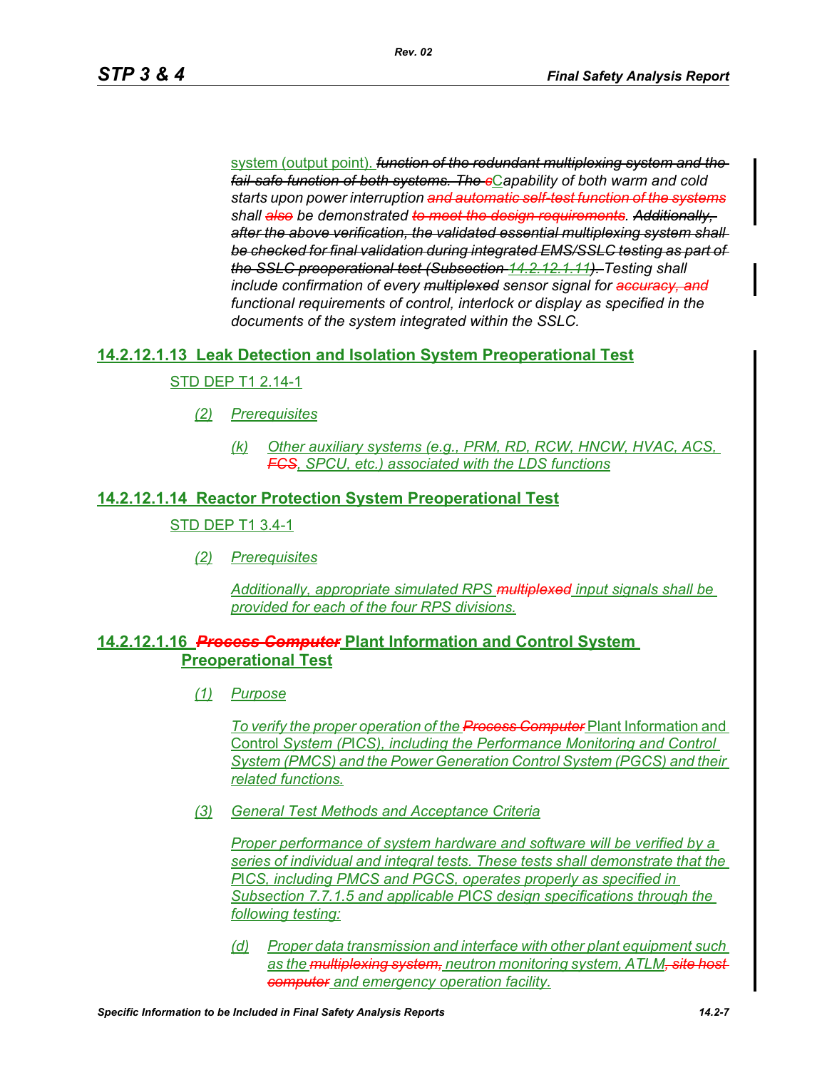system (output point). ~~*function of the redundant multiplexing system and the fail-safe function of both systems. The c*~~C*apability of both warm and cold starts upon power interruption* ~~*and automatic self-test function of the systems*~~ *shall* ~~*also*~~ *be demonstrated* ~~*to meet the design requirements*~~*.* ~~*Additionally, after the above verification, the validated essential multiplexing system shall be checked for final validation during integrated EMS/SSLC testing as part of the SSLC preoperational test (Subsection 14.2.12.1.11).*~~ *Testing shall include confirmation of every* ~~*multiplexed*~~ *sensor signal for* ~~*accuracy, and*~~ *functional requirements of control, interlock or display as specified in the documents of the system integrated within the SSLC.*

## 14.2.12.1.13 Leak Detection and Isolation System Preoperational Test

STD DEP T1 2.14-1

*(2) Prerequisites*

*(k) Other auxiliary systems (e.g., PRM, RD, RCW, HNCW, HVAC, ACS,* ~~*FCS*~~*, SPCU, etc.) associated with the LDS functions*

## 14.2.12.1.14 Reactor Protection System Preoperational Test

STD DEP T1 3.4-1

*(2) Prerequisites*

*Additionally, appropriate simulated RPS* ~~*multiplexed*~~ *input signals shall be provided for each of the four RPS divisions.*

## 14.2.12.1.16 ~~*Process Computer*~~ Plant Information and Control System Preoperational Test

*(1) Purpose*

*To verify the proper operation of the* ~~*Process Computer*~~ Plant Information and Control *System (PICS), including the Performance Monitoring and Control System (PMCS) and the Power Generation Control System (PGCS) and their related functions.*

*(3) General Test Methods and Acceptance Criteria*

*Proper performance of system hardware and software will be verified by a series of individual and integral tests. These tests shall demonstrate that the PICS, including PMCS and PGCS, operates properly as specified in Subsection 7.7.1.5 and applicable PICS design specifications through the following testing:*

*(d) Proper data transmission and interface with other plant equipment such as the* ~~*multiplexing system,*~~ *neutron monitoring system, ATLM*~~*, site host computer*~~ *and emergency operation facility.*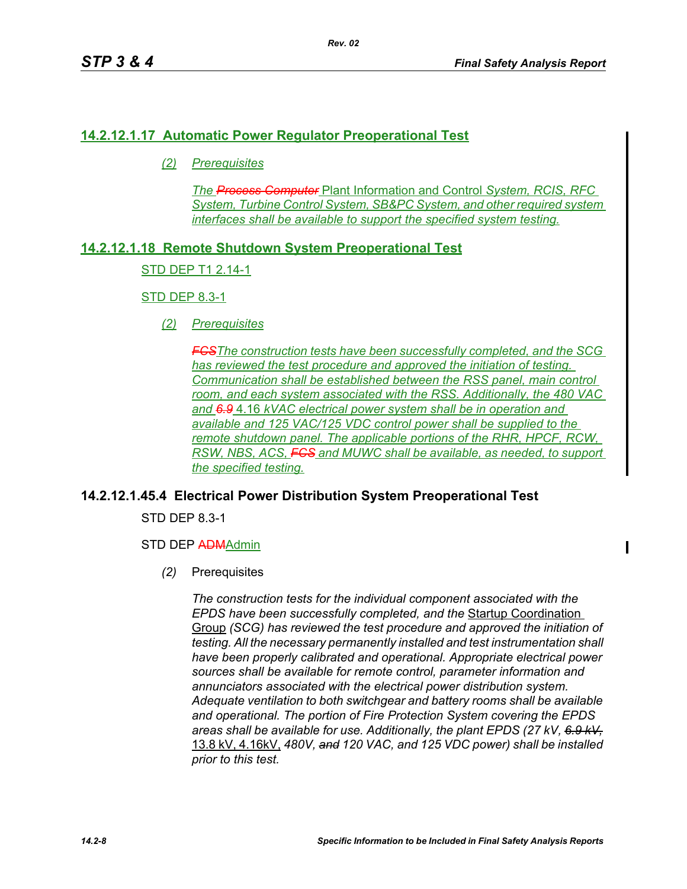## 14.2.12.1.17 Automatic Power Regulator Preoperational Test

*(2) Prerequisites*

*The ~~Process Computer~~ Plant Information and Control System, RCIS, RFC System, Turbine Control System, SB&PC System, and other required system interfaces shall be available to support the specified system testing.*

## 14.2.12.1.18 Remote Shutdown System Preoperational Test

STD DEP T1 2.14-1

STD DEP 8.3-1

*(2) Prerequisites*

*~~FCS~~The construction tests have been successfully completed, and the SCG has reviewed the test procedure and approved the initiation of testing. Communication shall be established between the RSS panel, main control room, and each system associated with the RSS. Additionally, the 480 VAC and ~~6.9~~ 4.16 kVAC electrical power system shall be in operation and available and 125 VAC/125 VDC control power shall be supplied to the remote shutdown panel. The applicable portions of the RHR, HPCF, RCW, RSW, NBS, ACS, ~~FCS~~ and MUWC shall be available, as needed, to support the specified testing.*

## 14.2.12.1.45.4 Electrical Power Distribution System Preoperational Test

STD DEP 8.3-1

STD DEP ~~ADM~~Admin

*(2)* Prerequisites

*The construction tests for the individual component associated with the EPDS have been successfully completed, and the* Startup Coordination Group *(SCG) has reviewed the test procedure and approved the initiation of testing. All the necessary permanently installed and test instrumentation shall have been properly calibrated and operational. Appropriate electrical power sources shall be available for remote control, parameter information and annunciators associated with the electrical power distribution system. Adequate ventilation to both switchgear and battery rooms shall be available and operational. The portion of Fire Protection System covering the EPDS areas shall be available for use. Additionally, the plant EPDS (27 kV, ~~6.9 kV,~~* 13.8 kV, 4.16kV, *480V, ~~and~~ 120 VAC, and 125 VDC power) shall be installed prior to this test.*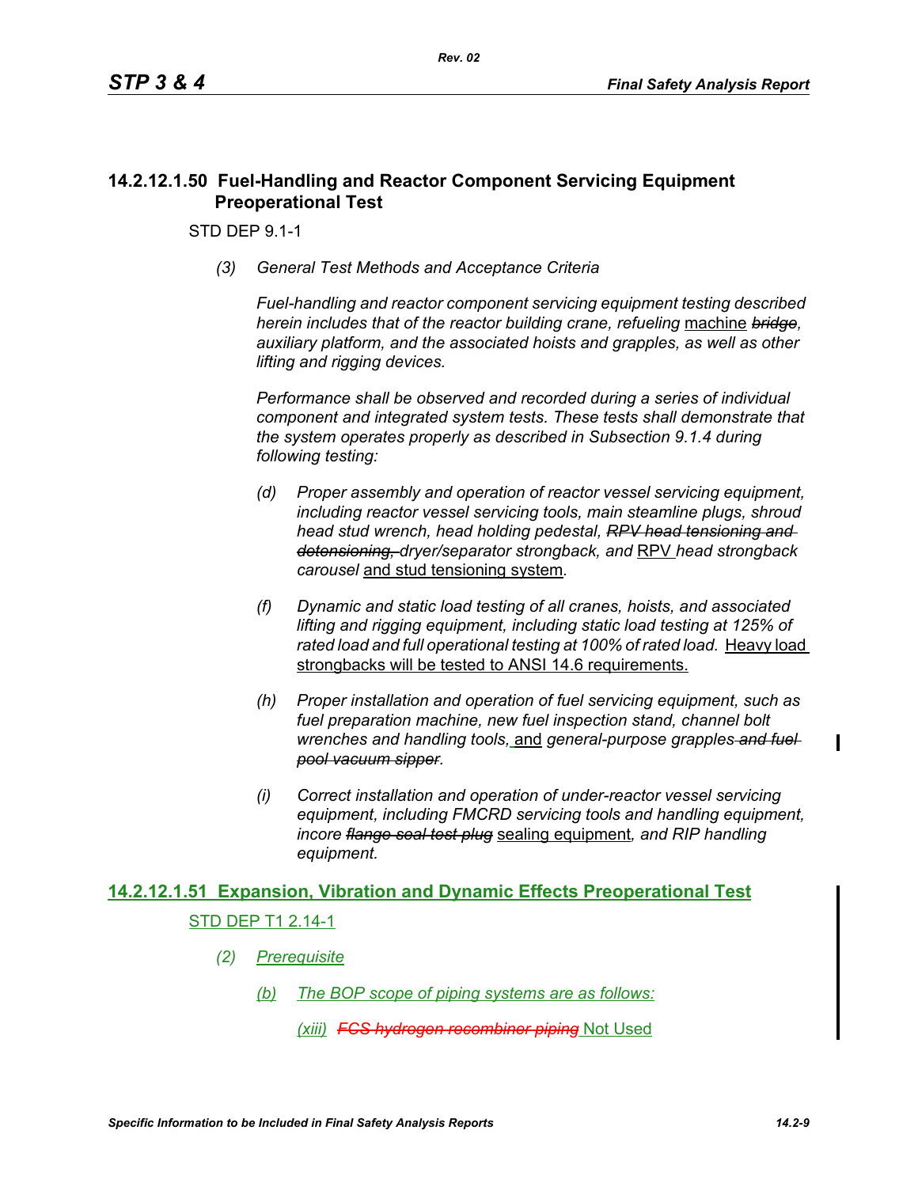## 14.2.12.1.50 Fuel-Handling and Reactor Component Servicing Equipment Preoperational Test

STD DEP 9.1-1

*(3) General Test Methods and Acceptance Criteria*

*Fuel-handling and reactor component servicing equipment testing described herein includes that of the reactor building crane, refueling* machine ~~*bridge*~~*, auxiliary platform, and the associated hoists and grapples, as well as other lifting and rigging devices.*

*Performance shall be observed and recorded during a series of individual component and integrated system tests. These tests shall demonstrate that the system operates properly as described in Subsection 9.1.4 during following testing:*

*(d) Proper assembly and operation of reactor vessel servicing equipment, including reactor vessel servicing tools, main steamline plugs, shroud head stud wrench, head holding pedestal,* ~~*RPV head tensioning and detensioning,*~~ *dryer/separator strongback, and* RPV *head strongback carousel* and stud tensioning system*.*

*(f) Dynamic and static load testing of all cranes, hoists, and associated lifting and rigging equipment, including static load testing at 125% of rated load and full operational testing at 100% of rated load.* Heavy load strongbacks will be tested to ANSI 14.6 requirements.

*(h) Proper installation and operation of fuel servicing equipment, such as fuel preparation machine, new fuel inspection stand, channel bolt wrenches and handling tools,* and *general-purpose grapples* ~~*and fuel pool vacuum sipper*~~*.*

*(i) Correct installation and operation of under-reactor vessel servicing equipment, including FMCRD servicing tools and handling equipment, incore* ~~*flange seal test plug*~~ sealing equipment*, and RIP handling equipment.*

## 14.2.12.1.51 Expansion, Vibration and Dynamic Effects Preoperational Test

STD DEP T1 2.14-1

*(2) Prerequisite*

*(b) The BOP scope of piping systems are as follows:*

*(xiii)* ~~*FCS hydrogen recombiner piping*~~ Not Used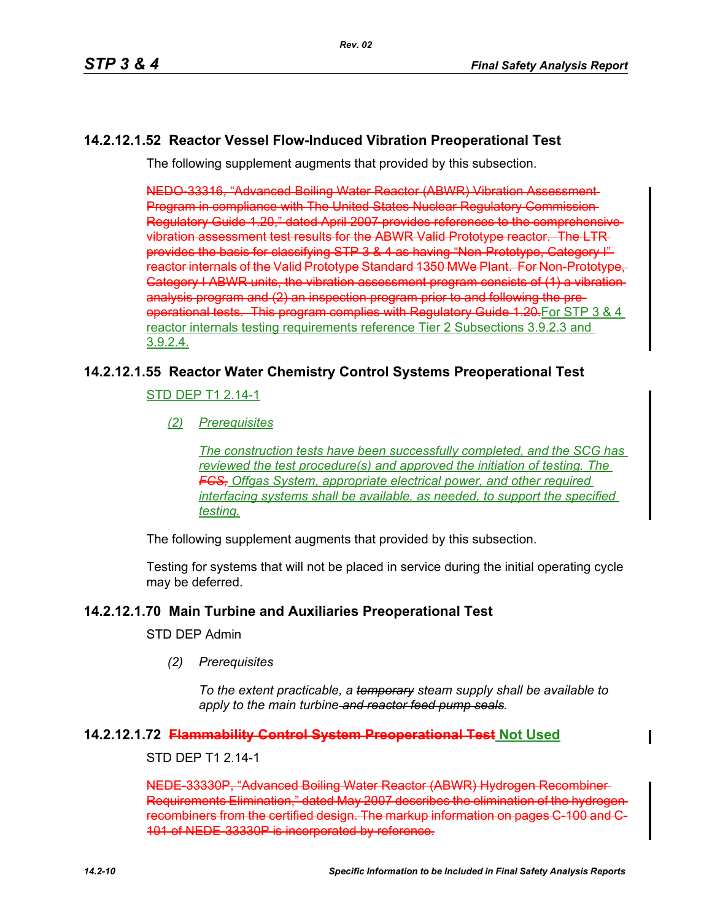### 14.2.12.1.52 Reactor Vessel Flow-Induced Vibration Preoperational Test

The following supplement augments that provided by this subsection.

~~NEDO-33316, "Advanced Boiling Water Reactor (ABWR) Vibration Assessment Program in compliance with The United States Nuclear Regulatory Commission Regulatory Guide 1.20," dated April 2007 provides references to the comprehensive vibration assessment test results for the ABWR Valid Prototype reactor. The LTR provides the basis for classifying STP 3 & 4 as having "Non-Prototype, Category I" reactor internals of the Valid Prototype Standard 1350 MWe Plant. For Non-Prototype, Category I ABWR units, the vibration assessment program consists of (1) a vibration analysis program and (2) an inspection program prior to and following the pre-operational tests. This program complies with Regulatory Guide 1.20.~~For STP 3 & 4 reactor internals testing requirements reference Tier 2 Subsections 3.9.2.3 and 3.9.2.4.

### 14.2.12.1.55 Reactor Water Chemistry Control Systems Preoperational Test

STD DEP T1 2.14-1

*(2) Prerequisites*

*The construction tests have been successfully completed, and the SCG has reviewed the test procedure(s) and approved the initiation of testing. The ~~FCS,~~ Offgas System, appropriate electrical power, and other required interfacing systems shall be available, as needed, to support the specified testing.*

The following supplement augments that provided by this subsection.

Testing for systems that will not be placed in service during the initial operating cycle may be deferred.

### 14.2.12.1.70 Main Turbine and Auxiliaries Preoperational Test

STD DEP Admin

*(2) Prerequisites*

*To the extent practicable, a ~~temporary~~ steam supply shall be available to apply to the main turbine ~~and reactor feed pump seals~~.*

### 14.2.12.1.72 ~~Flammability Control System Preoperational Test~~ Not Used

STD DEP T1 2.14-1

~~NEDE-33330P, "Advanced Boiling Water Reactor (ABWR) Hydrogen Recombiner Requirements Elimination," dated May 2007 describes the elimination of the hydrogen recombiners from the certified design. The markup information on pages C-100 and C-101 of NEDE-33330P is incorporated by reference.~~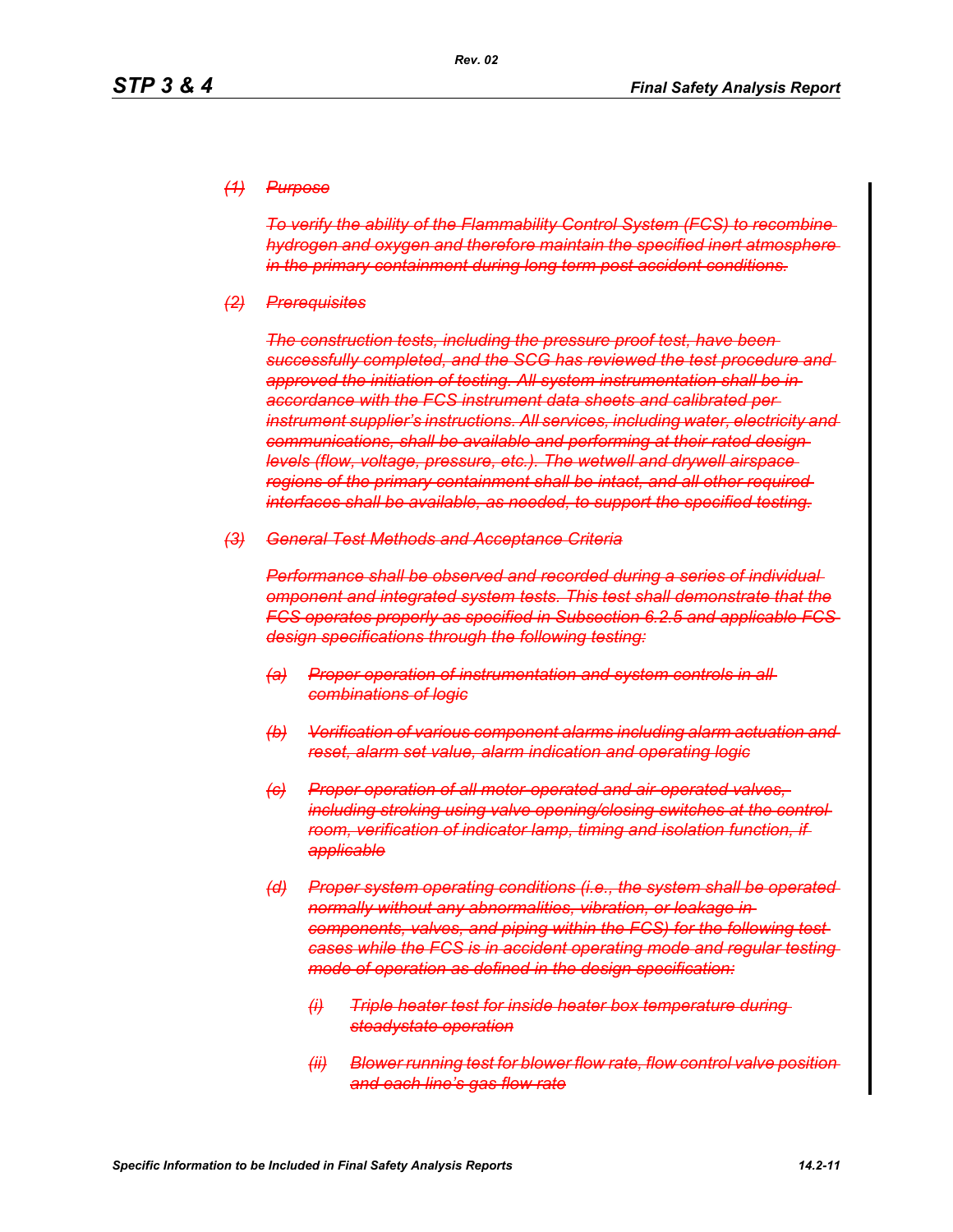*~~(1) Purpose~~*

*~~To verify the ability of the Flammability Control System (FCS) to recombine hydrogen and oxygen and therefore maintain the specified inert atmosphere in the primary containment during long term post accident conditions.~~*

*~~(2) Prerequisites~~*

*~~The construction tests, including the pressure proof test, have been successfully completed, and the SCG has reviewed the test procedure and approved the initiation of testing. All system instrumentation shall be in accordance with the FCS instrument data sheets and calibrated per instrument supplier's instructions. All services, including water, electricity and communications, shall be available and performing at their rated design levels (flow, voltage, pressure, etc.). The wetwell and drywell airspace regions of the primary containment shall be intact, and all other required interfaces shall be available, as needed, to support the specified testing.~~*

*~~(3) General Test Methods and Acceptance Criteria~~*

*~~Performance shall be observed and recorded during a series of individual omponent and integrated system tests. This test shall demonstrate that the FCS operates properly as specified in Subsection 6.2.5 and applicable FCS design specifications through the following testing:~~*

- *~~(a) Proper operation of instrumentation and system controls in all combinations of logic~~*
- *~~(b) Verification of various component alarms including alarm actuation and reset, alarm set value, alarm indication and operating logic~~*
- *~~(c) Proper operation of all motor-operated and air-operated valves, including stroking using valve opening/closing switches at the control room, verification of indicator lamp, timing and isolation function, if applicable~~*
- *~~(d) Proper system operating conditions (i.e., the system shall be operated normally without any abnormalities, vibration, or leakage in components, valves, and piping within the FCS) for the following test cases while the FCS is in accident operating mode and regular testing mode of operation as defined in the design specification:~~*
  - *~~(i) Triple heater test for inside heater box temperature during steadystate operation~~*
  - *~~(ii) Blower running test for blower flow rate, flow control valve position and each line's gas flow rate~~*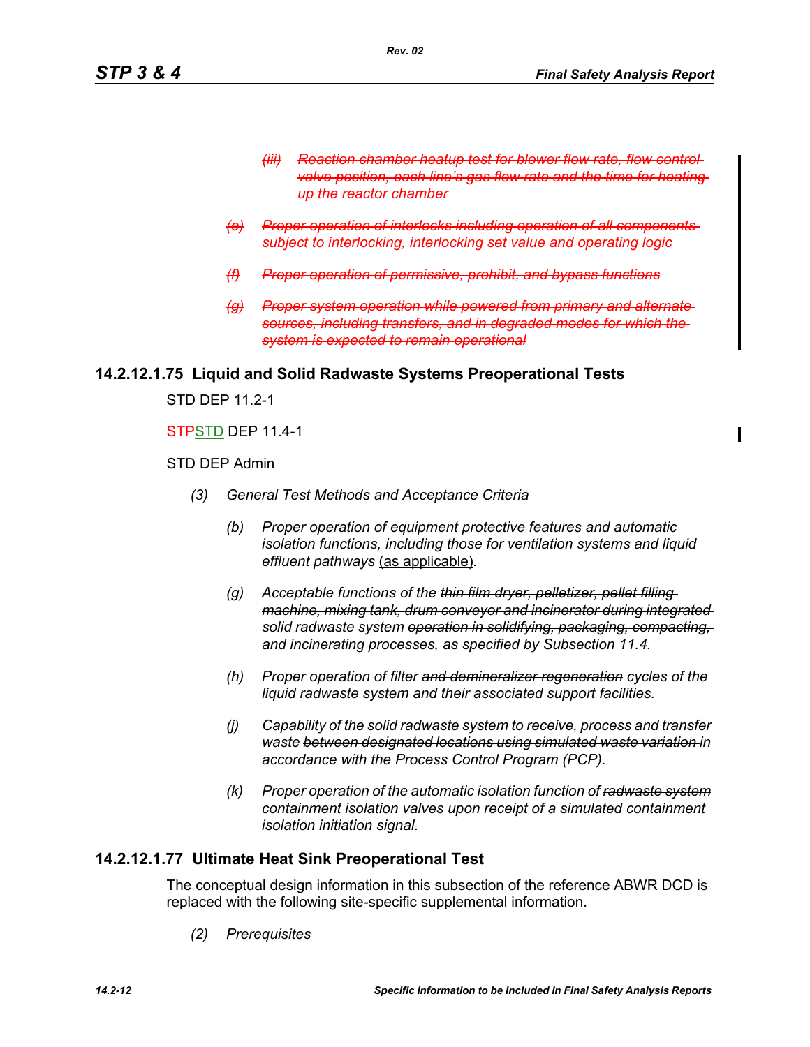*~~(iii) Reaction chamber heatup test for blower flow rate, flow control valve position, each line's gas flow rate and the time for heating up the reactor chamber~~*

*~~(e) Proper operation of interlocks including operation of all components subject to interlocking, interlocking set value and operating logic~~*

*~~(f) Proper operation of permissive, prohibit, and bypass functions~~*

*~~(g) Proper system operation while powered from primary and alternate sources, including transfers, and in degraded modes for which the system is expected to remain operational~~*

## 14.2.12.1.75 Liquid and Solid Radwaste Systems Preoperational Tests

STD DEP 11.2-1

~~STP~~STD DEP 11.4-1

STD DEP Admin

*(3) General Test Methods and Acceptance Criteria*

*(b) Proper operation of equipment protective features and automatic isolation functions, including those for ventilation systems and liquid effluent pathways* (as applicable)*.*

*(g) Acceptable functions of the ~~thin film dryer, pelletizer, pellet filling machine, mixing tank, drum conveyor and incinerator during integrated~~ solid radwaste system ~~operation in solidifying, packaging, compacting, and incinerating processes,~~ as specified by Subsection 11.4.*

*(h) Proper operation of filter ~~and demineralizer regeneration~~ cycles of the liquid radwaste system and their associated support facilities.*

*(j) Capability of the solid radwaste system to receive, process and transfer waste ~~between designated locations using simulated waste variation~~ in accordance with the Process Control Program (PCP).*

*(k) Proper operation of the automatic isolation function of ~~radwaste system~~ containment isolation valves upon receipt of a simulated containment isolation initiation signal.*

## 14.2.12.1.77 Ultimate Heat Sink Preoperational Test

The conceptual design information in this subsection of the reference ABWR DCD is replaced with the following site-specific supplemental information.

*(2) Prerequisites*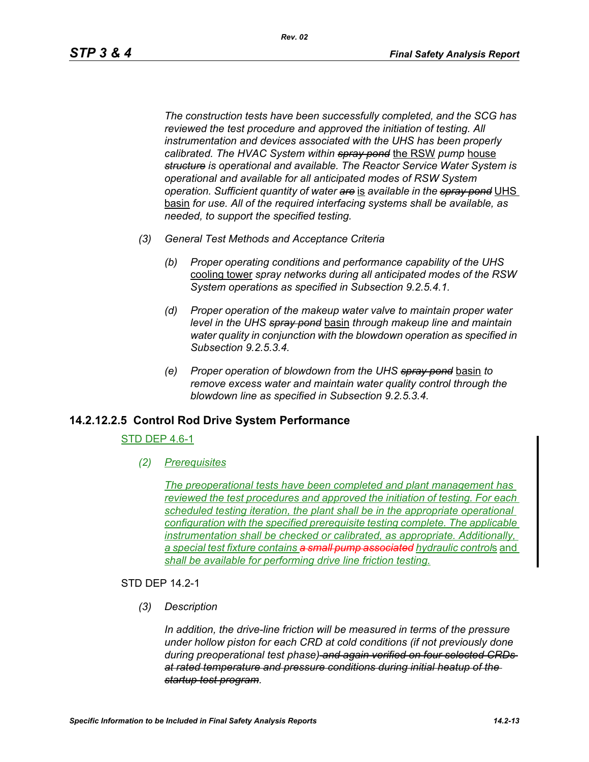*The construction tests have been successfully completed, and the SCG has reviewed the test procedure and approved the initiation of testing. All instrumentation and devices associated with the UHS has been properly calibrated. The HVAC System within ~~spray pond~~* the RSW *pump* house *~~structure~~ is operational and available. The Reactor Service Water System is operational and available for all anticipated modes of RSW System operation. Sufficient quantity of water ~~are~~* is *available in the ~~spray pond~~* UHS basin *for use. All of the required interfacing systems shall be available, as needed, to support the specified testing.*

*(3) General Test Methods and Acceptance Criteria*

*(b) Proper operating conditions and performance capability of the UHS* cooling tower *spray networks during all anticipated modes of the RSW System operations as specified in Subsection 9.2.5.4.1.*

*(d) Proper operation of the makeup water valve to maintain proper water level in the UHS ~~spray pond~~* basin *through makeup line and maintain water quality in conjunction with the blowdown operation as specified in Subsection 9.2.5.3.4.*

*(e) Proper operation of blowdown from the UHS ~~spray pond~~* basin *to remove excess water and maintain water quality control through the blowdown line as specified in Subsection 9.2.5.3.4.*

## 14.2.12.2.5 Control Rod Drive System Performance

STD DEP 4.6-1

*(2) Prerequisites*

*The preoperational tests have been completed and plant management has reviewed the test procedures and approved the initiation of testing. For each scheduled testing iteration, the plant shall be in the appropriate operational configuration with the specified prerequisite testing complete. The applicable instrumentation shall be checked or calibrated, as appropriate. Additionally, a special test fixture contains ~~a small pump associated~~ hydraulic control*s and *shall be available for performing drive line friction testing.*

STD DEP 14.2-1

*(3) Description*

*In addition, the drive-line friction will be measured in terms of the pressure under hollow piston for each CRD at cold conditions (if not previously done during preoperational test phase)~~ and again verified on four selected CRDs at rated temperature and pressure conditions during initial heatup of the startup test program~~.*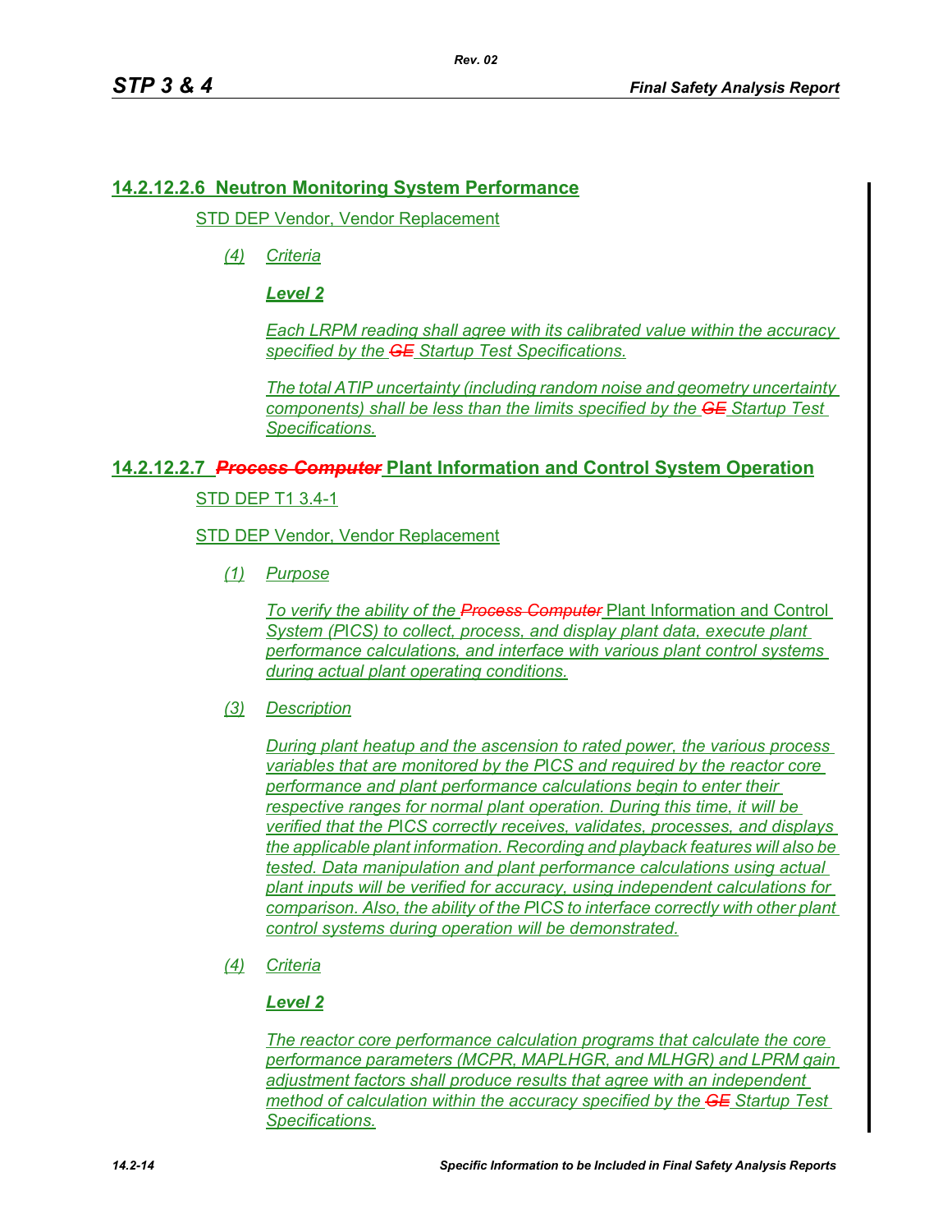## 14.2.12.2.6 Neutron Monitoring System Performance

STD DEP Vendor, Vendor Replacement

*(4) Criteria*

***Level 2***

*Each LRPM reading shall agree with its calibrated value within the accuracy specified by the ~~GE~~ Startup Test Specifications.*

*The total ATIP uncertainty (including random noise and geometry uncertainty components) shall be less than the limits specified by the ~~GE~~ Startup Test Specifications.*

## 14.2.12.2.7 ~~*Process Computer*~~ Plant Information and Control System Operation

STD DEP T1 3.4-1

STD DEP Vendor, Vendor Replacement

*(1) Purpose*

*To verify the ability of the ~~Process Computer~~* Plant Information and Control System (PICS) *to collect, process, and display plant data, execute plant performance calculations, and interface with various plant control systems during actual plant operating conditions.*

*(3) Description*

*During plant heatup and the ascension to rated power, the various process variables that are monitored by the PICS and required by the reactor core performance and plant performance calculations begin to enter their respective ranges for normal plant operation. During this time, it will be verified that the PICS correctly receives, validates, processes, and displays the applicable plant information. Recording and playback features will also be tested. Data manipulation and plant performance calculations using actual plant inputs will be verified for accuracy, using independent calculations for comparison. Also, the ability of the PICS to interface correctly with other plant control systems during operation will be demonstrated.*

*(4) Criteria*

***Level 2***

*The reactor core performance calculation programs that calculate the core performance parameters (MCPR, MAPLHGR, and MLHGR) and LPRM gain adjustment factors shall produce results that agree with an independent method of calculation within the accuracy specified by the ~~GE~~ Startup Test Specifications.*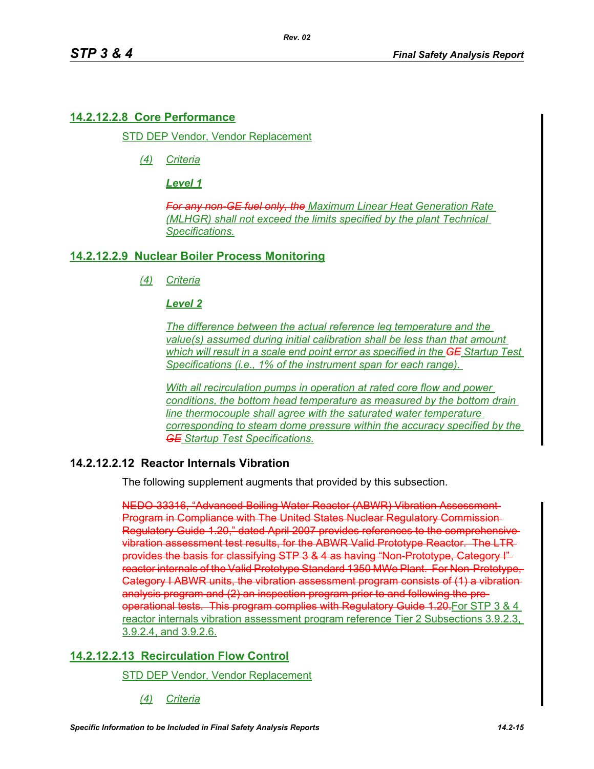#### 14.2.12.2.8 Core Performance

STD DEP Vendor, Vendor Replacement

*(4) Criteria*

***Level 1***

*~~For any non-GE fuel only, the~~ Maximum Linear Heat Generation Rate (MLHGR) shall not exceed the limits specified by the plant Technical Specifications.*

#### 14.2.12.2.9 Nuclear Boiler Process Monitoring

*(4) Criteria*

***Level 2***

*The difference between the actual reference leg temperature and the value(s) assumed during initial calibration shall be less than that amount which will result in a scale end point error as specified in the ~~GE~~ Startup Test Specifications (i.e., 1% of the instrument span for each range).*

*With all recirculation pumps in operation at rated core flow and power conditions, the bottom head temperature as measured by the bottom drain line thermocouple shall agree with the saturated water temperature corresponding to steam dome pressure within the accuracy specified by the ~~GE~~ Startup Test Specifications.*

#### 14.2.12.2.12 Reactor Internals Vibration

The following supplement augments that provided by this subsection.

~~NEDO-33316, "Advanced Boiling Water Reactor (ABWR) Vibration Assessment Program in Compliance with The United States Nuclear Regulatory Commission Regulatory Guide 1.20," dated April 2007 provides references to the comprehensive vibration assessment test results, for the ABWR Valid Prototype Reactor. The LTR provides the basis for classifying STP 3 & 4 as having "Non-Prototype, Category I" reactor internals of the Valid Prototype Standard 1350 MWe Plant. For Non-Prototype, Category I ABWR units, the vibration assessment program consists of (1) a vibration analysis program and (2) an inspection program prior to and following the pre-operational tests. This program complies with Regulatory Guide 1.20.~~For STP 3 & 4 reactor internals vibration assessment program reference Tier 2 Subsections 3.9.2.3, 3.9.2.4, and 3.9.2.6.

#### 14.2.12.2.13 Recirculation Flow Control

STD DEP Vendor, Vendor Replacement

*(4) Criteria*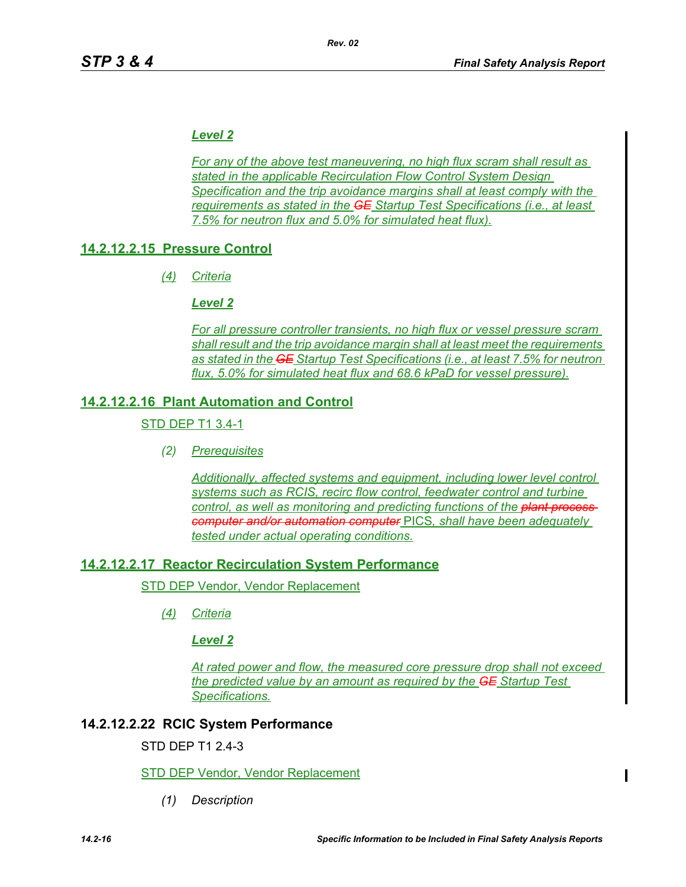***Level 2***

*For any of the above test maneuvering, no high flux scram shall result as stated in the applicable Recirculation Flow Control System Design Specification and the trip avoidance margins shall at least comply with the requirements as stated in the ~~GE~~ Startup Test Specifications (i.e., at least 7.5% for neutron flux and 5.0% for simulated heat flux).*

## 14.2.12.2.15 Pressure Control

*(4) Criteria*

***Level 2***

*For all pressure controller transients, no high flux or vessel pressure scram shall result and the trip avoidance margin shall at least meet the requirements as stated in the ~~GE~~ Startup Test Specifications (i.e., at least 7.5% for neutron flux, 5.0% for simulated heat flux and 68.6 kPaD for vessel pressure).*

## 14.2.12.2.16 Plant Automation and Control

STD DEP T1 3.4-1

*(2) Prerequisites*

*Additionally, affected systems and equipment, including lower level control systems such as RCIS, recirc flow control, feedwater control and turbine control, as well as monitoring and predicting functions of the ~~plant process computer and/or automation computer~~* PICS, *shall have been adequately tested under actual operating conditions.*

## 14.2.12.2.17 Reactor Recirculation System Performance

STD DEP Vendor, Vendor Replacement

*(4) Criteria*

***Level 2***

*At rated power and flow, the measured core pressure drop shall not exceed the predicted value by an amount as required by the ~~GE~~ Startup Test Specifications.*

## 14.2.12.2.22 RCIC System Performance

STD DEP T1 2.4-3

STD DEP Vendor, Vendor Replacement

*(1) Description*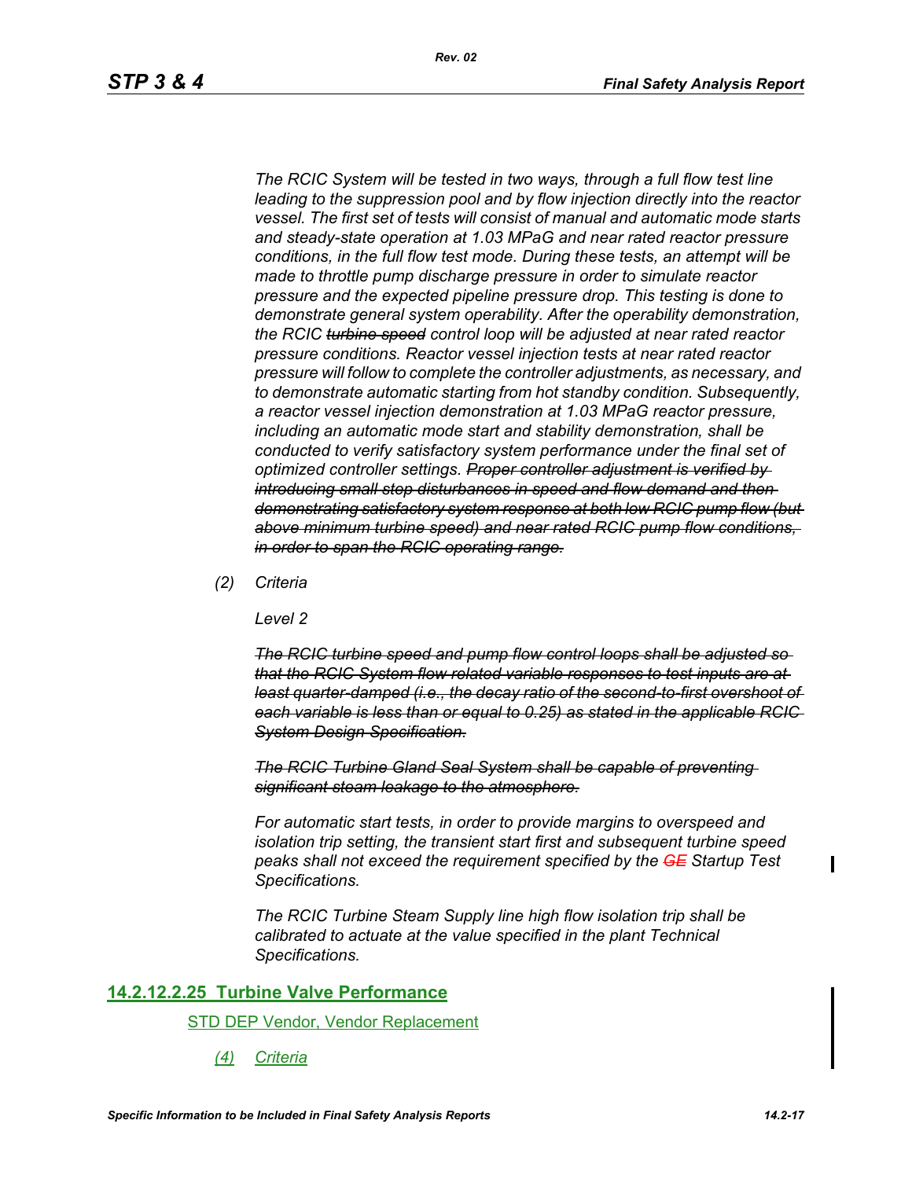*The RCIC System will be tested in two ways, through a full flow test line leading to the suppression pool and by flow injection directly into the reactor vessel. The first set of tests will consist of manual and automatic mode starts and steady-state operation at 1.03 MPaG and near rated reactor pressure conditions, in the full flow test mode. During these tests, an attempt will be made to throttle pump discharge pressure in order to simulate reactor pressure and the expected pipeline pressure drop. This testing is done to demonstrate general system operability. After the operability demonstration, the RCIC ~~turbine speed~~ control loop will be adjusted at near rated reactor pressure conditions. Reactor vessel injection tests at near rated reactor pressure will follow to complete the controller adjustments, as necessary, and to demonstrate automatic starting from hot standby condition. Subsequently, a reactor vessel injection demonstration at 1.03 MPaG reactor pressure, including an automatic mode start and stability demonstration, shall be conducted to verify satisfactory system performance under the final set of optimized controller settings. ~~Proper controller adjustment is verified by introducing small step disturbances in speed and flow demand and then demonstrating satisfactory system response at both low RCIC pump flow (but above minimum turbine speed) and near rated RCIC pump flow conditions, in order to span the RCIC operating range.~~*

*(2) Criteria*

*Level 2*

*~~The RCIC turbine speed and pump flow control loops shall be adjusted so that the RCIC System flow-related variable responses to test inputs are at least quarter-damped (i.e., the decay ratio of the second-to-first overshoot of each variable is less than or equal to 0.25) as stated in the applicable RCIC System Design Specification.~~*

*~~The RCIC Turbine Gland Seal System shall be capable of preventing significant steam leakage to the atmosphere.~~*

*For automatic start tests, in order to provide margins to overspeed and isolation trip setting, the transient start first and subsequent turbine speed peaks shall not exceed the requirement specified by the ~~GE~~ Startup Test Specifications.*

*The RCIC Turbine Steam Supply line high flow isolation trip shall be calibrated to actuate at the value specified in the plant Technical Specifications.*

## 14.2.12.2.25 Turbine Valve Performance

STD DEP Vendor, Vendor Replacement

*(4) Criteria*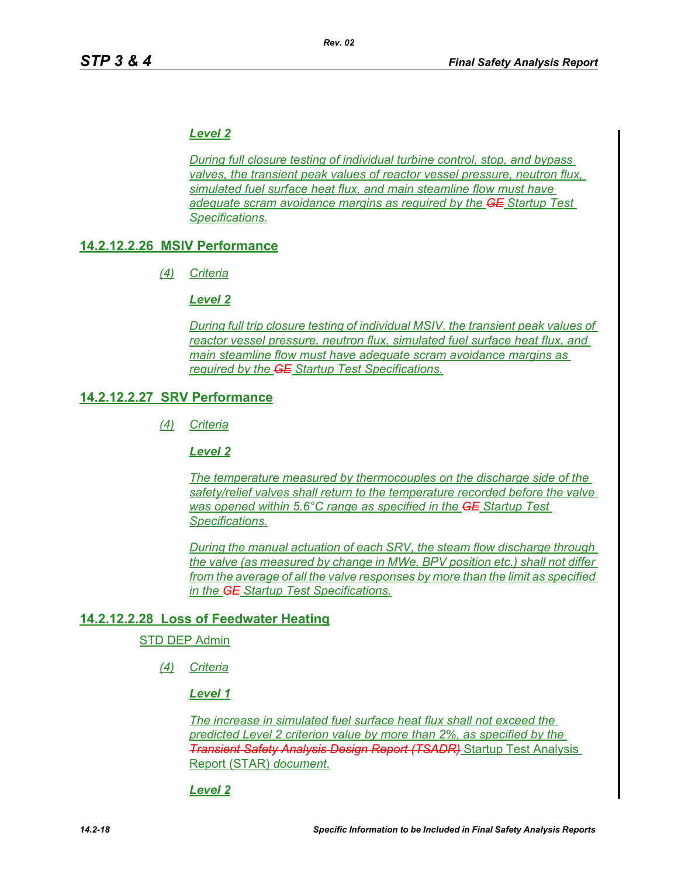*Level 2*

*During full closure testing of individual turbine control, stop, and bypass valves, the transient peak values of reactor vessel pressure, neutron flux, simulated fuel surface heat flux, and main steamline flow must have adequate scram avoidance margins as required by the ~~GE~~ Startup Test Specifications.*

## 14.2.12.2.26 MSIV Performance

*(4) Criteria*

*Level 2*

*During full trip closure testing of individual MSIV, the transient peak values of reactor vessel pressure, neutron flux, simulated fuel surface heat flux, and main steamline flow must have adequate scram avoidance margins as required by the ~~GE~~ Startup Test Specifications.*

## 14.2.12.2.27 SRV Performance

*(4) Criteria*

*Level 2*

*The temperature measured by thermocouples on the discharge side of the safety/relief valves shall return to the temperature recorded before the valve was opened within 5.6°C range as specified in the ~~GE~~ Startup Test Specifications.*

*During the manual actuation of each SRV, the steam flow discharge through the valve (as measured by change in MWe, BPV position etc.) shall not differ from the average of all the valve responses by more than the limit as specified in the ~~GE~~ Startup Test Specifications.*

## 14.2.12.2.28 Loss of Feedwater Heating

STD DEP Admin

*(4) Criteria*

*Level 1*

*The increase in simulated fuel surface heat flux shall not exceed the predicted Level 2 criterion value by more than 2%, as specified by the ~~Transient Safety Analysis Design Report (TSADR)~~* Startup Test Analysis Report (STAR) *document.*

*Level 2*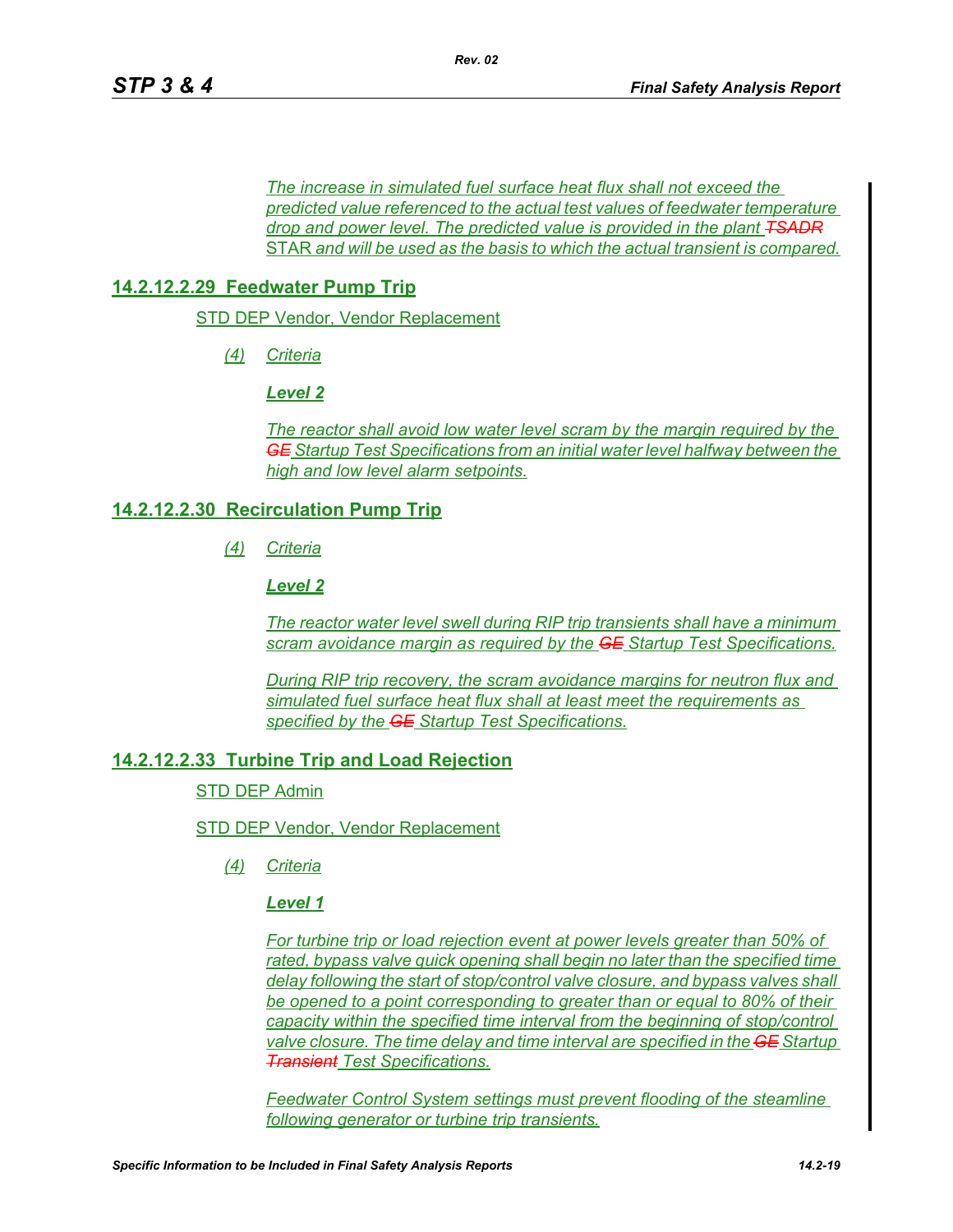*The increase in simulated fuel surface heat flux shall not exceed the predicted value referenced to the actual test values of feedwater temperature drop and power level. The predicted value is provided in the plant ~~TSADR~~* STAR *and will be used as the basis to which the actual transient is compared.*

## 14.2.12.2.29 Feedwater Pump Trip

STD DEP Vendor, Vendor Replacement

*(4) Criteria*

***Level 2***

*The reactor shall avoid low water level scram by the margin required by the ~~GE~~ Startup Test Specifications from an initial water level halfway between the high and low level alarm setpoints.*

## 14.2.12.2.30 Recirculation Pump Trip

*(4) Criteria*

***Level 2***

*The reactor water level swell during RIP trip transients shall have a minimum scram avoidance margin as required by the ~~GE~~ Startup Test Specifications.*

*During RIP trip recovery, the scram avoidance margins for neutron flux and simulated fuel surface heat flux shall at least meet the requirements as specified by the ~~GE~~ Startup Test Specifications.*

## 14.2.12.2.33 Turbine Trip and Load Rejection

STD DEP Admin

STD DEP Vendor, Vendor Replacement

*(4) Criteria*

***Level 1***

*For turbine trip or load rejection event at power levels greater than 50% of rated, bypass valve quick opening shall begin no later than the specified time delay following the start of stop/control valve closure, and bypass valves shall be opened to a point corresponding to greater than or equal to 80% of their capacity within the specified time interval from the beginning of stop/control valve closure. The time delay and time interval are specified in the ~~GE~~ Startup ~~Transient~~ Test Specifications.*

*Feedwater Control System settings must prevent flooding of the steamline following generator or turbine trip transients.*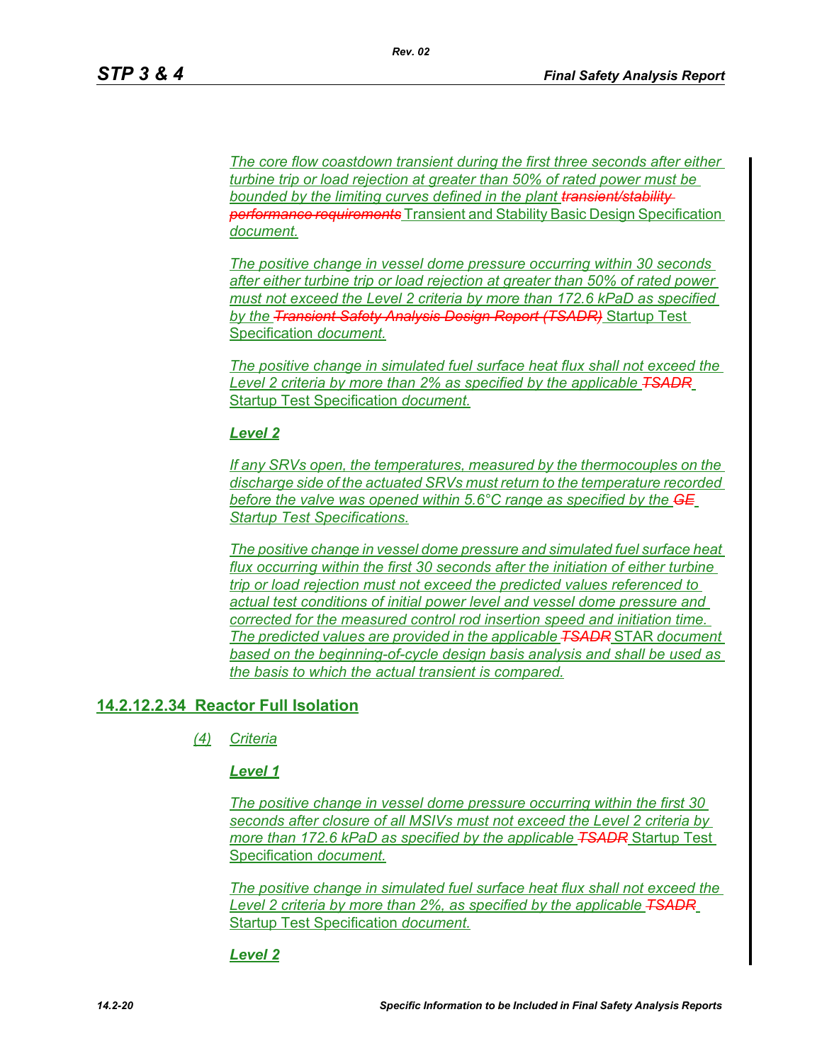*The core flow coastdown transient during the first three seconds after either turbine trip or load rejection at greater than 50% of rated power must be bounded by the limiting curves defined in the plant ~~transient/stability performance requirements~~ Transient and Stability Basic Design Specification document.*

*The positive change in vessel dome pressure occurring within 30 seconds after either turbine trip or load rejection at greater than 50% of rated power must not exceed the Level 2 criteria by more than 172.6 kPaD as specified by the ~~Transient Safety Analysis Design Report (TSADR)~~ Startup Test Specification document.*

*The positive change in simulated fuel surface heat flux shall not exceed the Level 2 criteria by more than 2% as specified by the applicable ~~TSADR~~ Startup Test Specification document.*

***Level 2***

*If any SRVs open, the temperatures, measured by the thermocouples on the discharge side of the actuated SRVs must return to the temperature recorded before the valve was opened within 5.6°C range as specified by the ~~GE~~ Startup Test Specifications.*

*The positive change in vessel dome pressure and simulated fuel surface heat flux occurring within the first 30 seconds after the initiation of either turbine trip or load rejection must not exceed the predicted values referenced to actual test conditions of initial power level and vessel dome pressure and corrected for the measured control rod insertion speed and initiation time. The predicted values are provided in the applicable ~~TSADR~~ STAR document based on the beginning-of-cycle design basis analysis and shall be used as the basis to which the actual transient is compared.*

## 14.2.12.2.34 Reactor Full Isolation

*(4) Criteria*

***Level 1***

*The positive change in vessel dome pressure occurring within the first 30 seconds after closure of all MSIVs must not exceed the Level 2 criteria by more than 172.6 kPaD as specified by the applicable ~~TSADR~~ Startup Test Specification document.*

*The positive change in simulated fuel surface heat flux shall not exceed the Level 2 criteria by more than 2%, as specified by the applicable ~~TSADR~~ Startup Test Specification document.*

***Level 2***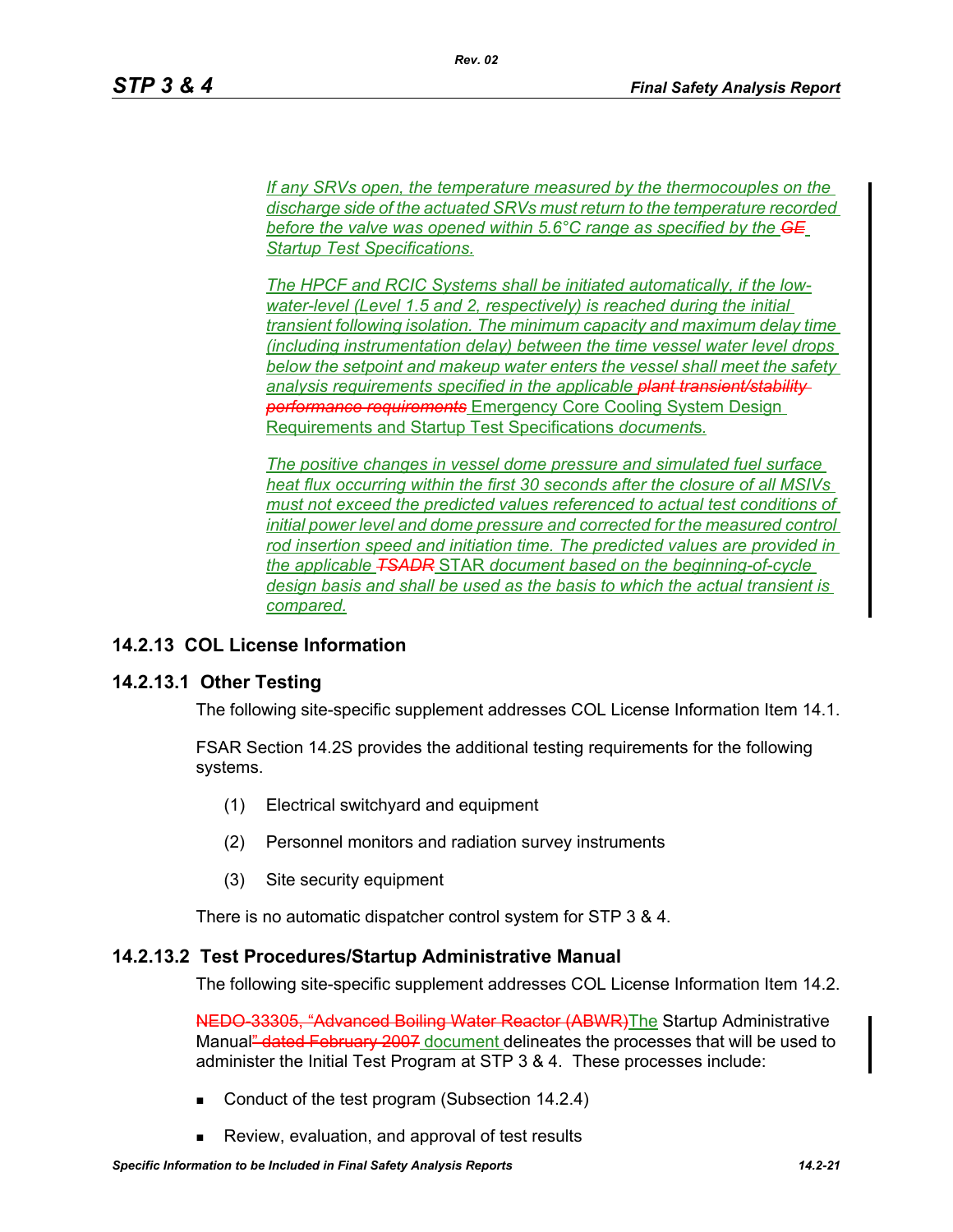*If any SRVs open, the temperature measured by the thermocouples on the discharge side of the actuated SRVs must return to the temperature recorded before the valve was opened within 5.6°C range as specified by the ~~GE~~ Startup Test Specifications.*

*The HPCF and RCIC Systems shall be initiated automatically, if the low-water-level (Level 1.5 and 2, respectively) is reached during the initial transient following isolation. The minimum capacity and maximum delay time (including instrumentation delay) between the time vessel water level drops below the setpoint and makeup water enters the vessel shall meet the safety analysis requirements specified in the applicable ~~plant transient/stability performance requirements~~* Emergency Core Cooling System Design Requirements and Startup Test Specifications *document*s.

*The positive changes in vessel dome pressure and simulated fuel surface heat flux occurring within the first 30 seconds after the closure of all MSIVs must not exceed the predicted values referenced to actual test conditions of initial power level and dome pressure and corrected for the measured control rod insertion speed and initiation time. The predicted values are provided in the applicable ~~TSADR~~* STAR *document based on the beginning-of-cycle design basis and shall be used as the basis to which the actual transient is compared.*

### 14.2.13 COL License Information

#### 14.2.13.1 Other Testing

The following site-specific supplement addresses COL License Information Item 14.1.

FSAR Section 14.2S provides the additional testing requirements for the following systems.

(1) Electrical switchyard and equipment

(2) Personnel monitors and radiation survey instruments

(3) Site security equipment

There is no automatic dispatcher control system for STP 3 & 4.

#### 14.2.13.2 Test Procedures/Startup Administrative Manual

The following site-specific supplement addresses COL License Information Item 14.2.

~~NEDO-33305, "Advanced Boiling Water Reactor (ABWR)~~The Startup Administrative Manual~~" dated February 2007~~ document delineates the processes that will be used to administer the Initial Test Program at STP 3 & 4. These processes include:

- Conduct of the test program (Subsection 14.2.4)
- Review, evaluation, and approval of test results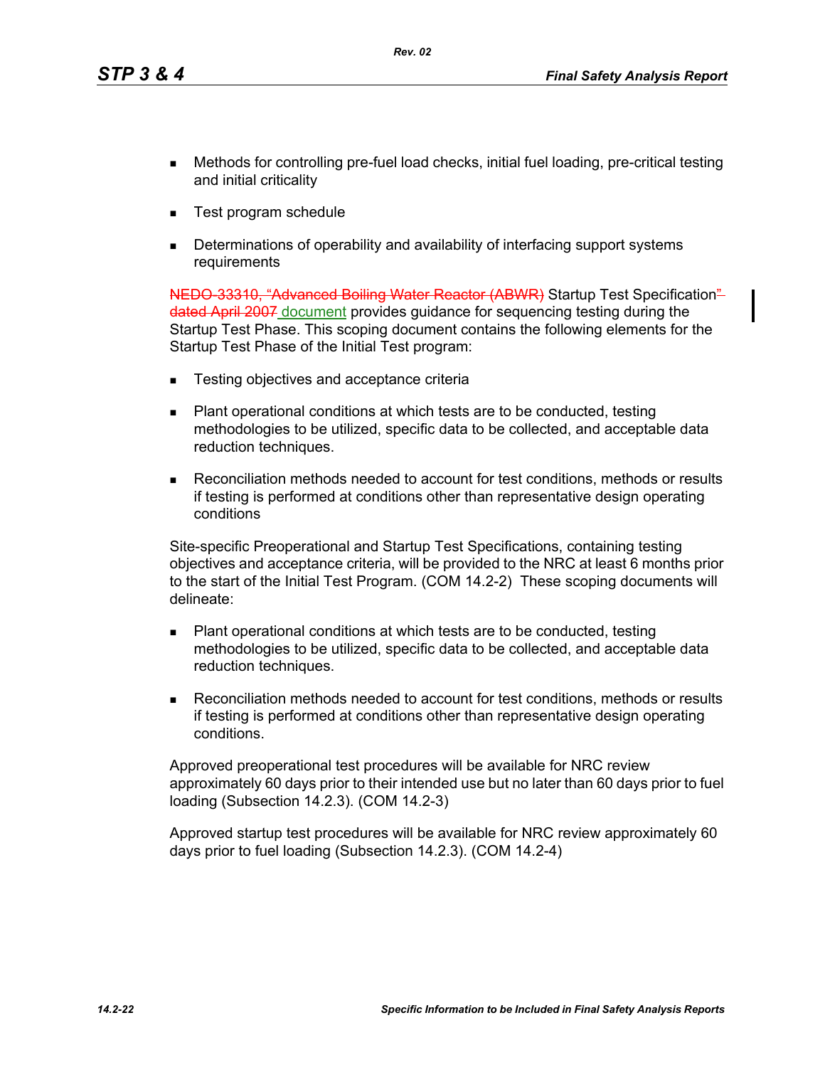- Methods for controlling pre-fuel load checks, initial fuel loading, pre-critical testing and initial criticality
- Test program schedule
- Determinations of operability and availability of interfacing support systems requirements

~~NEDO-33310, "Advanced Boiling Water Reactor (ABWR)~~ Startup Test Specification~~" dated April 2007~~ document provides guidance for sequencing testing during the Startup Test Phase. This scoping document contains the following elements for the Startup Test Phase of the Initial Test program:

- Testing objectives and acceptance criteria
- Plant operational conditions at which tests are to be conducted, testing methodologies to be utilized, specific data to be collected, and acceptable data reduction techniques.
- Reconciliation methods needed to account for test conditions, methods or results if testing is performed at conditions other than representative design operating conditions

Site-specific Preoperational and Startup Test Specifications, containing testing objectives and acceptance criteria, will be provided to the NRC at least 6 months prior to the start of the Initial Test Program. (COM 14.2-2) These scoping documents will delineate:

- Plant operational conditions at which tests are to be conducted, testing methodologies to be utilized, specific data to be collected, and acceptable data reduction techniques.
- Reconciliation methods needed to account for test conditions, methods or results if testing is performed at conditions other than representative design operating conditions.

Approved preoperational test procedures will be available for NRC review approximately 60 days prior to their intended use but no later than 60 days prior to fuel loading (Subsection 14.2.3). (COM 14.2-3)

Approved startup test procedures will be available for NRC review approximately 60 days prior to fuel loading (Subsection 14.2.3). (COM 14.2-4)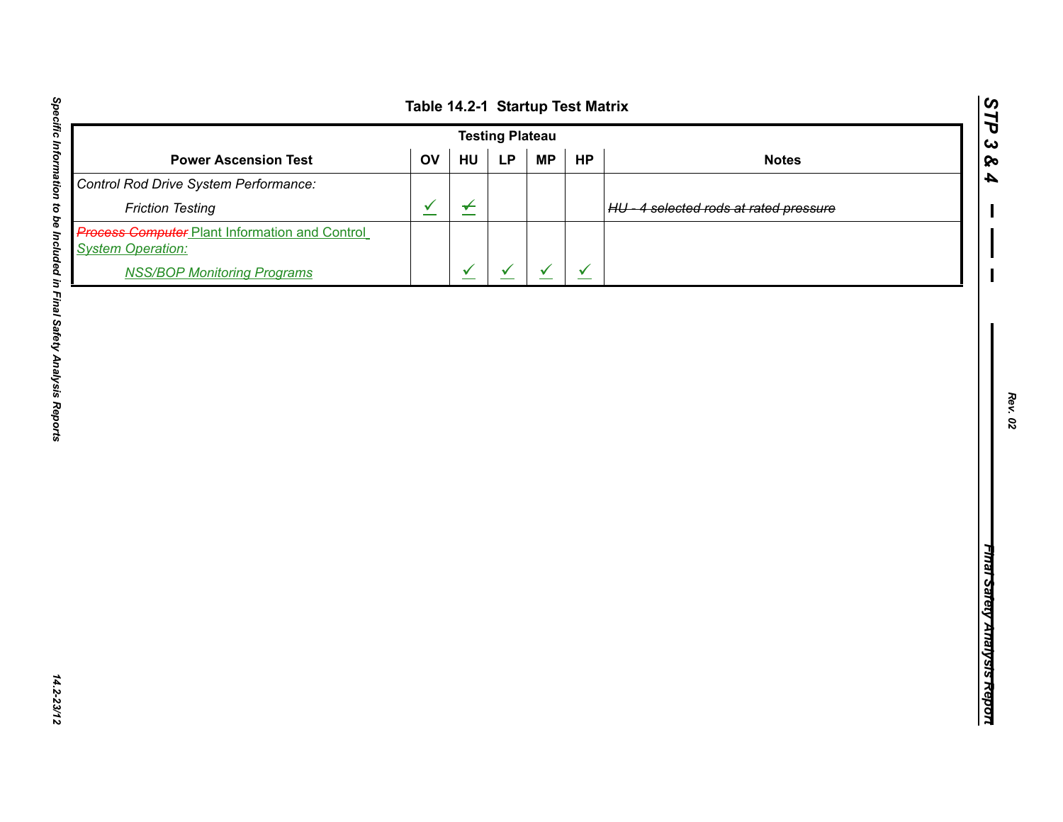**Table 14.2-1 Startup Test Matrix**

| Power Ascension Test | Testing Plateau | | | | | Notes |
|---|---|---|---|---|---|---|
| | OV | HU | LP | MP | HP | |
| *Control Rod Drive System Performance:* | | | | | | |
| *Friction Testing* | ✓ | ✓ | | | | ~~*HU - 4 selected rods at rated pressure*~~ |
| ~~*Process Computer*~~ Plant Information and Control *System Operation:* | | | | | | |
| *NSS/BOP Monitoring Programs* | | ✓ | ✓ | ✓ | ✓ | |